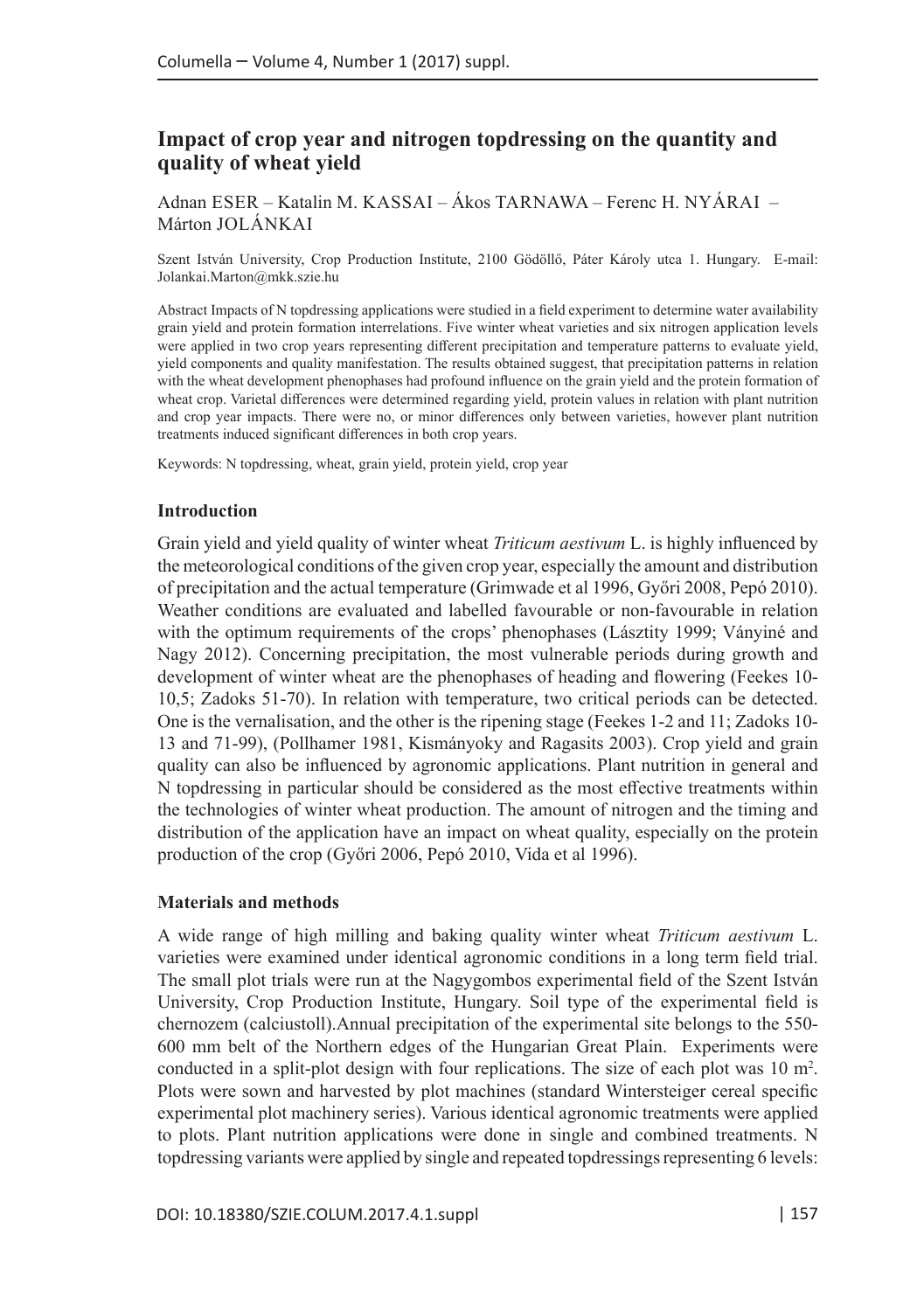# Impact of crop year and nitrogen topdressing on the quantity and quality of wheat yield

Adnan ESER – Katalin M. KASSAI – Ákos TARNAWA – Ferenc H. NYÁRAI – Márton JOLÁNKAI

Szent István University, Crop Production Institute, 2100 Gödöllő, Páter Károly utca 1. Hungary. E-mail: Jolankai.Marton@mkk.szie.hu

Abstract Impacts of N topdressing applications were studied in a field experiment to determine water availability grain yield and protein formation interrelations. Five winter wheat varieties and six nitrogen application levels were applied in two crop years representing different precipitation and temperature patterns to evaluate yield, yield components and quality manifestation. The results obtained suggest, that precipitation patterns in relation with the wheat development phenophases had profound influence on the grain yield and the protein formation of wheat crop. Varietal differences were determined regarding yield, protein values in relation with plant nutrition and crop year impacts. There were no, or minor differences only between varieties, however plant nutrition treatments induced significant differences in both crop years.

Keywords: N topdressing, wheat, grain yield, protein yield, crop year

## Introduction

Grain yield and yield quality of winter wheat *Triticum aestivum* L. is highly influenced by the meteorological conditions of the given crop year, especially the amount and distribution of precipitation and the actual temperature (Grimwade et al 1996, Győri 2008, Pepó 2010). Weather conditions are evaluated and labelled favourable or non-favourable in relation with the optimum requirements of the crops' phenophases (Lásztity 1999; Ványiné and Nagy 2012). Concerning precipitation, the most vulnerable periods during growth and development of winter wheat are the phenophases of heading and flowering (Feekes 10-10,5; Zadoks 51-70). In relation with temperature, two critical periods can be detected. One is the vernalisation, and the other is the ripening stage (Feekes 1-2 and 11; Zadoks 10-13 and 71-99), (Pollhamer 1981, Kismányoky and Ragasits 2003). Crop yield and grain quality can also be influenced by agronomic applications. Plant nutrition in general and N topdressing in particular should be considered as the most effective treatments within the technologies of winter wheat production. The amount of nitrogen and the timing and distribution of the application have an impact on wheat quality, especially on the protein production of the crop (Győri 2006, Pepó 2010, Vida et al 1996).

## Materials and methods

A wide range of high milling and baking quality winter wheat *Triticum aestivum* L. varieties were examined under identical agronomic conditions in a long term field trial. The small plot trials were run at the Nagygombos experimental field of the Szent István University, Crop Production Institute, Hungary. Soil type of the experimental field is chernozem (calciustoll).Annual precipitation of the experimental site belongs to the 550-600 mm belt of the Northern edges of the Hungarian Great Plain. Experiments were conducted in a split-plot design with four replications. The size of each plot was 10 $m^2$. Plots were sown and harvested by plot machines (standard Wintersteiger cereal specific experimental plot machinery series). Various identical agronomic treatments were applied to plots. Plant nutrition applications were done in single and combined treatments. N topdressing variants were applied by single and repeated topdressings representing 6 levels: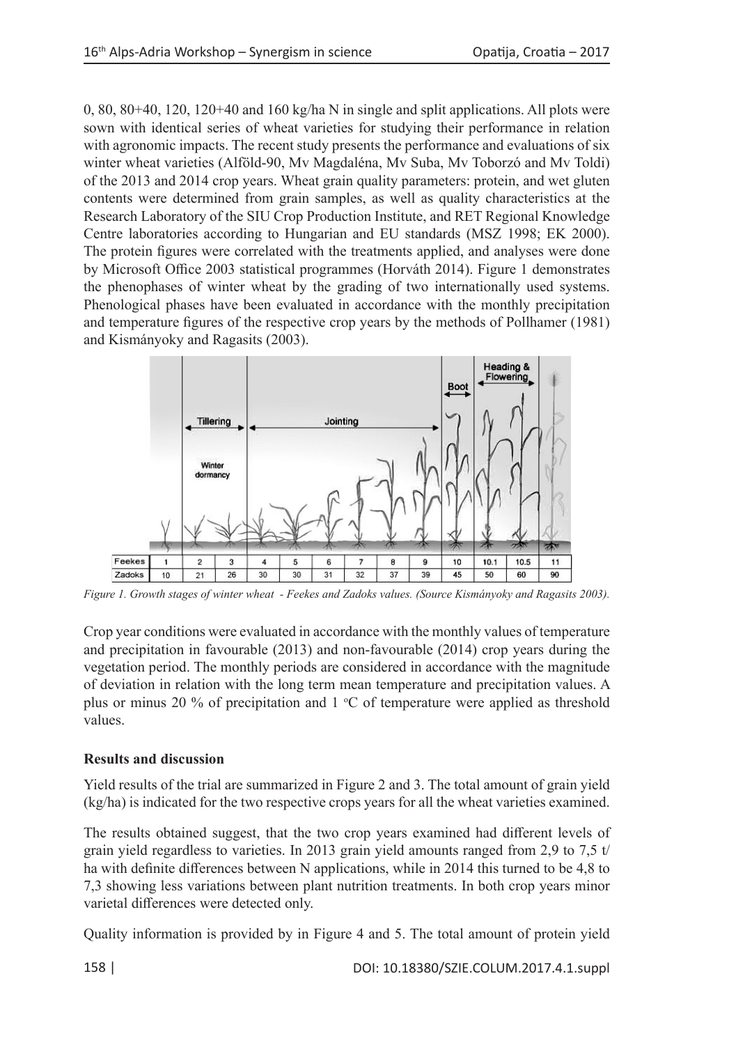0, 80, 80+40, 120, 120+40 and 160 kg/ha N in single and split applications. All plots were sown with identical series of wheat varieties for studying their performance in relation with agronomic impacts. The recent study presents the performance and evaluations of six winter wheat varieties (Alföld-90, Mv Magdaléna, Mv Suba, Mv Toborzó and Mv Toldi) of the 2013 and 2014 crop years. Wheat grain quality parameters: protein, and wet gluten contents were determined from grain samples, as well as quality characteristics at the Research Laboratory of the SIU Crop Production Institute, and RET Regional Knowledge Centre laboratories according to Hungarian and EU standards (MSZ 1998; EK 2000). The protein figures were correlated with the treatments applied, and analyses were done by Microsoft Office 2003 statistical programmes (Horváth 2014). Figure 1 demonstrates the phenophases of winter wheat by the grading of two internationally used systems. Phenological phases have been evaluated in accordance with the monthly precipitation and temperature figures of the respective crop years by the methods of Pollhamer (1981) and Kismányoky and Ragasits (2003).

| Feekes | 1 | 2 | 3 | 4 | 5 | 6 | 7 | 8 | 9 | 10 | 10.1 | 10.5 | 11 |
|---|---|---|---|---|---|---|---|---|---|---|---|---|---|
| Zadoks | 10 | 21 | 26 | 30 | 30 | 31 | 32 | 37 | 39 | 45 | 50 | 60 | 90 |

*Figure 1. Growth stages of winter wheat - Feekes and Zadoks values. (Source Kismányoky and Ragasits 2003).*

Crop year conditions were evaluated in accordance with the monthly values of temperature and precipitation in favourable (2013) and non-favourable (2014) crop years during the vegetation period. The monthly periods are considered in accordance with the magnitude of deviation in relation with the long term mean temperature and precipitation values. A plus or minus 20 % of precipitation and 1 °C of temperature were applied as threshold values.

**Results and discussion**

Yield results of the trial are summarized in Figure 2 and 3. The total amount of grain yield (kg/ha) is indicated for the two respective crops years for all the wheat varieties examined.

The results obtained suggest, that the two crop years examined had different levels of grain yield regardless to varieties. In 2013 grain yield amounts ranged from 2,9 to 7,5 t/ha with definite differences between N applications, while in 2014 this turned to be 4,8 to 7,3 showing less variations between plant nutrition treatments. In both crop years minor varietal differences were detected only.

Quality information is provided by in Figure 4 and 5. The total amount of protein yield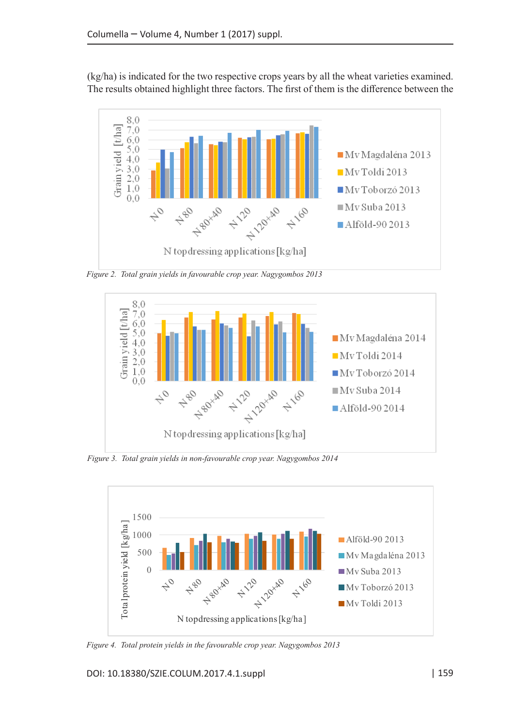(kg/ha) is indicated for the two respective crops years by all the wheat varieties examined. The results obtained highlight three factors. The first of them is the difference between the

*Figure 2. Total grain yields in favourable crop year. Nagygombos 2013*

*Figure 3. Total grain yields in non-favourable crop year. Nagygombos 2014*

*Figure 4. Total protein yields in the favourable crop year. Nagygombos 2013*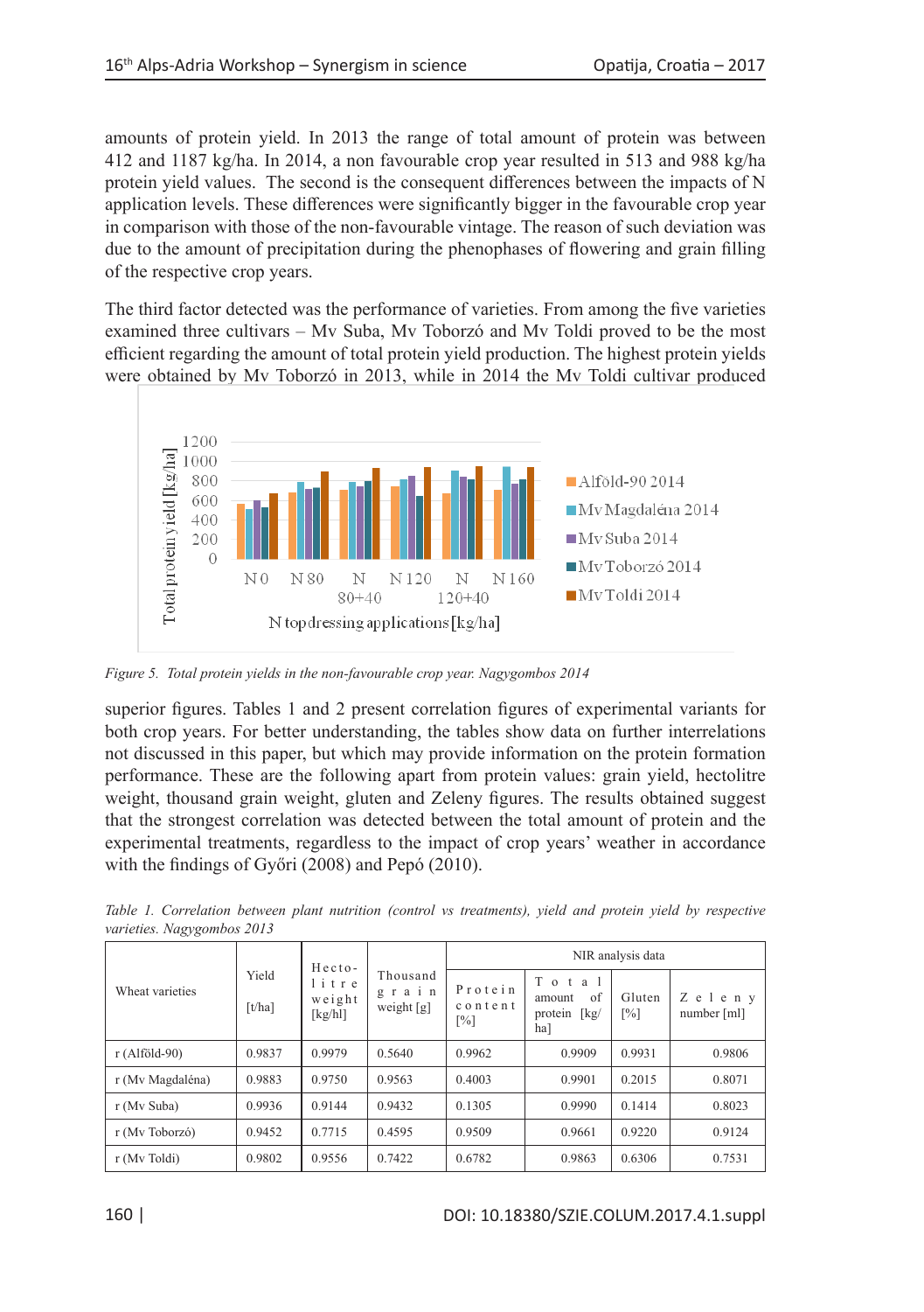amounts of protein yield. In 2013 the range of total amount of protein was between 412 and 1187 kg/ha. In 2014, a non favourable crop year resulted in 513 and 988 kg/ha protein yield values. The second is the consequent differences between the impacts of N application levels. These differences were significantly bigger in the favourable crop year in comparison with those of the non-favourable vintage. The reason of such deviation was due to the amount of precipitation during the phenophases of flowering and grain filling of the respective crop years.

The third factor detected was the performance of varieties. From among the five varieties examined three cultivars – Mv Suba, Mv Toborzó and Mv Toldi proved to be the most efficient regarding the amount of total protein yield production. The highest protein yields were obtained by Mv Toborzó in 2013, while in 2014 the Mv Toldi cultivar produced

*Figure 5. Total protein yields in the non-favourable crop year. Nagygombos 2014*

superior figures. Tables 1 and 2 present correlation figures of experimental variants for both crop years. For better understanding, the tables show data on further interrelations not discussed in this paper, but which may provide information on the protein formation performance. These are the following apart from protein values: grain yield, hectolitre weight, thousand grain weight, gluten and Zeleny figures. The results obtained suggest that the strongest correlation was detected between the total amount of protein and the experimental treatments, regardless to the impact of crop years' weather in accordance with the findings of Győri (2008) and Pepó (2010).

*Table 1. Correlation between plant nutrition (control vs treatments), yield and protein yield by respective varieties. Nagygombos 2013*

| Wheat varieties | Yield [t/ha] | Hecto-litre weight [kg/hl] | Thousand grain weight [g] | NIR analysis data | | | |
|---|---|---|---|---|---|---|---|
| | | | | Protein content [%] | Total amount of protein [kg/ha] | Gluten [%] | Zeleny number [ml] |
| r (Alföld-90) | 0.9837 | 0.9979 | 0.5640 | 0.9962 | 0.9909 | 0.9931 | 0.9806 |
| r (Mv Magdaléna) | 0.9883 | 0.9750 | 0.9563 | 0.4003 | 0.9901 | 0.2015 | 0.8071 |
| r (Mv Suba) | 0.9936 | 0.9144 | 0.9432 | 0.1305 | 0.9990 | 0.1414 | 0.8023 |
| r (Mv Toborzó) | 0.9452 | 0.7715 | 0.4595 | 0.9509 | 0.9661 | 0.9220 | 0.9124 |
| r (Mv Toldi) | 0.9802 | 0.9556 | 0.7422 | 0.6782 | 0.9863 | 0.6306 | 0.7531 |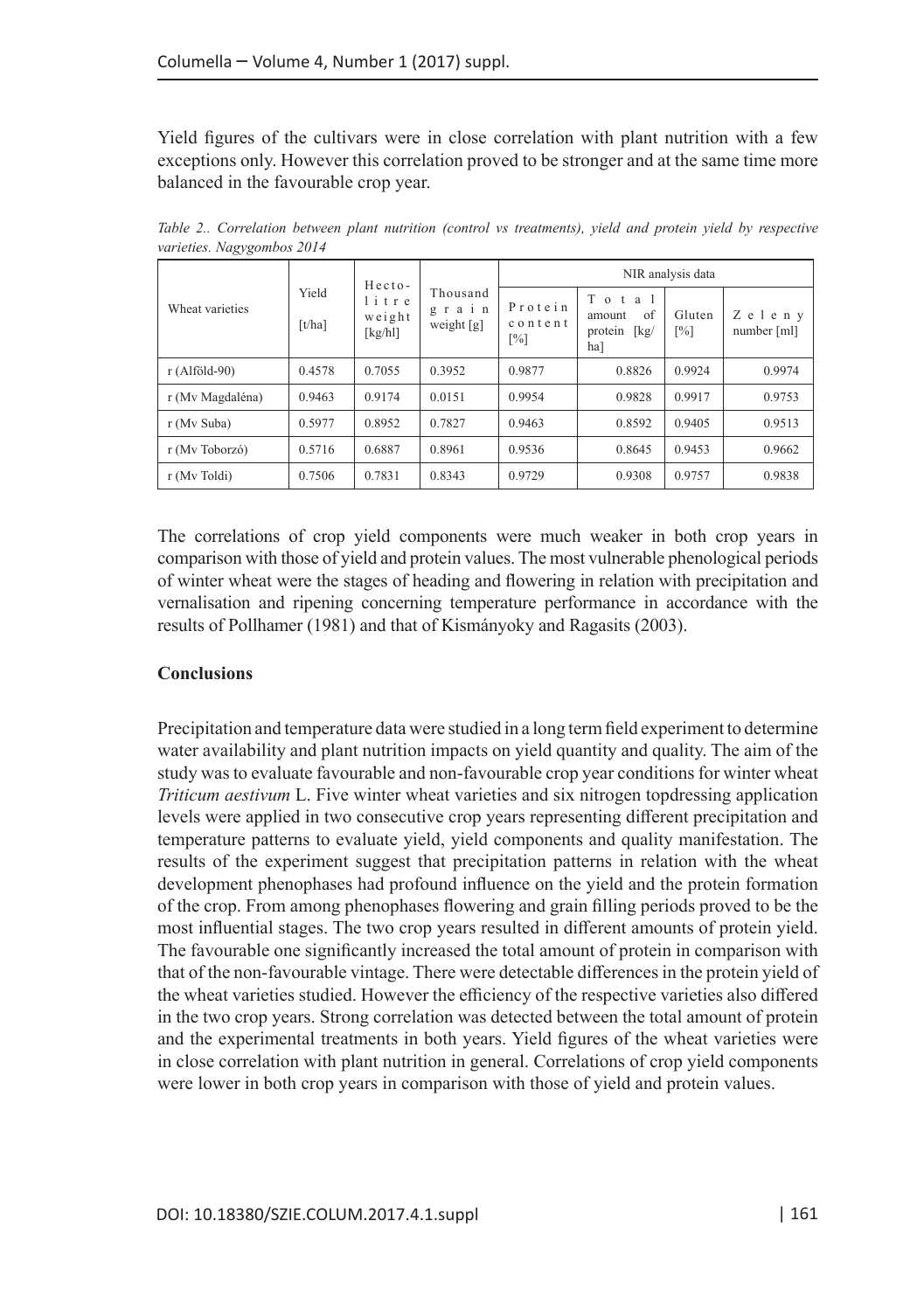Yield figures of the cultivars were in close correlation with plant nutrition with a few exceptions only. However this correlation proved to be stronger and at the same time more balanced in the favourable crop year.

*Table 2.. Correlation between plant nutrition (control vs treatments), yield and protein yield by respective varieties. Nagygombos 2014*

| Wheat varieties | Yield [t/ha] | Hecto-litre weight [kg/hl] | Thousand grain weight [g] | NIR analysis data | | | |
|---|---|---|---|---|---|---|---|
| | | | | Protein content [%] | Total amount of protein [kg/ha] | Gluten [%] | Zeleny number [ml] |
| r (Alföld-90) | 0.4578 | 0.7055 | 0.3952 | 0.9877 | 0.8826 | 0.9924 | 0.9974 |
| r (Mv Magdaléna) | 0.9463 | 0.9174 | 0.0151 | 0.9954 | 0.9828 | 0.9917 | 0.9753 |
| r (Mv Suba) | 0.5977 | 0.8952 | 0.7827 | 0.9463 | 0.8592 | 0.9405 | 0.9513 |
| r (Mv Toborzó) | 0.5716 | 0.6887 | 0.8961 | 0.9536 | 0.8645 | 0.9453 | 0.9662 |
| r (Mv Toldi) | 0.7506 | 0.7831 | 0.8343 | 0.9729 | 0.9308 | 0.9757 | 0.9838 |

The correlations of crop yield components were much weaker in both crop years in comparison with those of yield and protein values. The most vulnerable phenological periods of winter wheat were the stages of heading and flowering in relation with precipitation and vernalisation and ripening concerning temperature performance in accordance with the results of Pollhamer (1981) and that of Kismányoky and Ragasits (2003).

**Conclusions**

Precipitation and temperature data were studied in a long term field experiment to determine water availability and plant nutrition impacts on yield quantity and quality. The aim of the study was to evaluate favourable and non-favourable crop year conditions for winter wheat *Triticum aestivum* L. Five winter wheat varieties and six nitrogen topdressing application levels were applied in two consecutive crop years representing different precipitation and temperature patterns to evaluate yield, yield components and quality manifestation. The results of the experiment suggest that precipitation patterns in relation with the wheat development phenophases had profound influence on the yield and the protein formation of the crop. From among phenophases flowering and grain filling periods proved to be the most influential stages. The two crop years resulted in different amounts of protein yield. The favourable one significantly increased the total amount of protein in comparison with that of the non-favourable vintage. There were detectable differences in the protein yield of the wheat varieties studied. However the efficiency of the respective varieties also differed in the two crop years. Strong correlation was detected between the total amount of protein and the experimental treatments in both years. Yield figures of the wheat varieties were in close correlation with plant nutrition in general. Correlations of crop yield components were lower in both crop years in comparison with those of yield and protein values.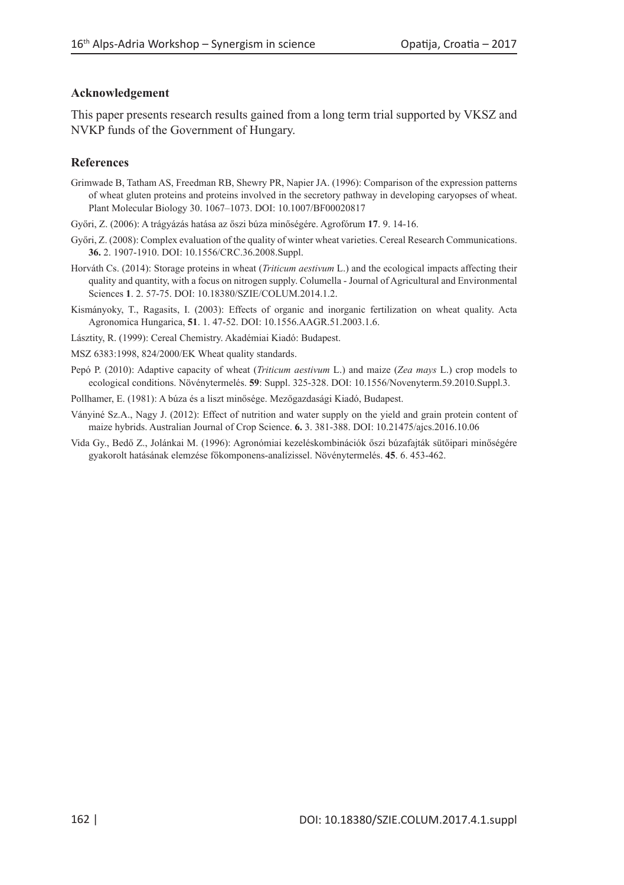### Acknowledgement

This paper presents research results gained from a long term trial supported by VKSZ and NVKP funds of the Government of Hungary.

### References

Grimwade B, Tatham AS, Freedman RB, Shewry PR, Napier JA. (1996): Comparison of the expression patterns of wheat gluten proteins and proteins involved in the secretory pathway in developing caryopses of wheat. Plant Molecular Biology 30. 1067–1073. DOI: 10.1007/BF00020817

Győri, Z. (2006): A trágyázás hatása az őszi búza minőségére. Agrofórum **17**. 9. 14-16.

Győri, Z. (2008): Complex evaluation of the quality of winter wheat varieties. Cereal Research Communications. **36.** 2. 1907-1910. DOI: 10.1556/CRC.36.2008.Suppl.

Horváth Cs. (2014): Storage proteins in wheat (*Triticum aestivum* L.) and the ecological impacts affecting their quality and quantity, with a focus on nitrogen supply. Columella - Journal of Agricultural and Environmental Sciences **1**. 2. 57-75. DOI: 10.18380/SZIE/COLUM.2014.1.2.

Kismányoky, T., Ragasits, I. (2003): Effects of organic and inorganic fertilization on wheat quality. Acta Agronomica Hungarica, **51**. 1. 47-52. DOI: 10.1556.AAGR.51.2003.1.6.

Lásztity, R. (1999): Cereal Chemistry. Akadémiai Kiadó: Budapest.

MSZ 6383:1998, 824/2000/EK Wheat quality standards.

Pepó P. (2010): Adaptive capacity of wheat (*Triticum aestivum* L.) and maize (*Zea mays* L.) crop models to ecological conditions. Növénytermelés. **59**: Suppl. 325-328. DOI: 10.1556/Novenyterm.59.2010.Suppl.3.

Pollhamer, E. (1981): A búza és a liszt minősége. Mezőgazdasági Kiadó, Budapest.

Ványiné Sz.A., Nagy J. (2012): Effect of nutrition and water supply on the yield and grain protein content of maize hybrids. Australian Journal of Crop Science. **6.** 3. 381-388. DOI: 10.21475/ajcs.2016.10.06

Vida Gy., Bedő Z., Jolánkai M. (1996): Agronómiai kezeléskombinációk őszi búzafajták sütőipari minőségére gyakorolt hatásának elemzése főkomponens-analízissel. Növénytermelés. **45**. 6. 453-462.